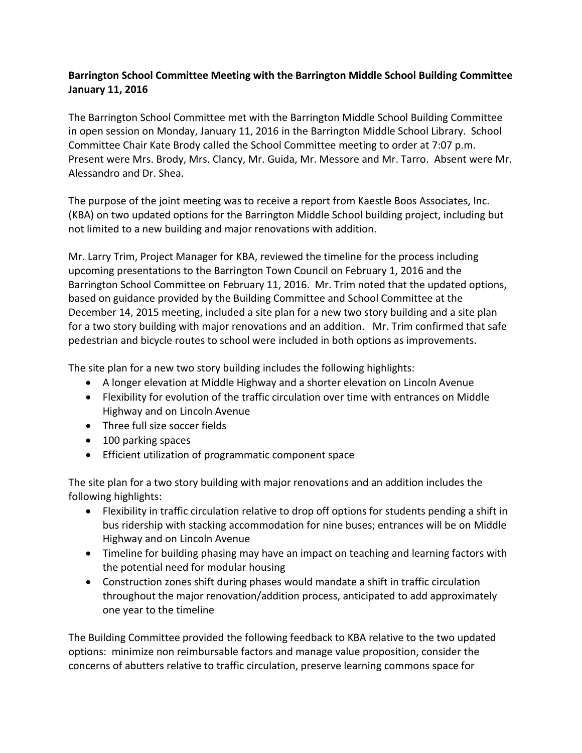**Barrington School Committee Meeting with the Barrington Middle School Building Committee January 11, 2016**

The Barrington School Committee met with the Barrington Middle School Building Committee in open session on Monday, January 11, 2016 in the Barrington Middle School Library. School Committee Chair Kate Brody called the School Committee meeting to order at 7:07 p.m. Present were Mrs. Brody, Mrs. Clancy, Mr. Guida, Mr. Messore and Mr. Tarro. Absent were Mr. Alessandro and Dr. Shea.

The purpose of the joint meeting was to receive a report from Kaestle Boos Associates, Inc. (KBA) on two updated options for the Barrington Middle School building project, including but not limited to a new building and major renovations with addition.

Mr. Larry Trim, Project Manager for KBA, reviewed the timeline for the process including upcoming presentations to the Barrington Town Council on February 1, 2016 and the Barrington School Committee on February 11, 2016. Mr. Trim noted that the updated options, based on guidance provided by the Building Committee and School Committee at the December 14, 2015 meeting, included a site plan for a new two story building and a site plan for a two story building with major renovations and an addition. Mr. Trim confirmed that safe pedestrian and bicycle routes to school were included in both options as improvements.

The site plan for a new two story building includes the following highlights:

- A longer elevation at Middle Highway and a shorter elevation on Lincoln Avenue
- Flexibility for evolution of the traffic circulation over time with entrances on Middle Highway and on Lincoln Avenue
- Three full size soccer fields
- 100 parking spaces
- Efficient utilization of programmatic component space

The site plan for a two story building with major renovations and an addition includes the following highlights:

- Flexibility in traffic circulation relative to drop off options for students pending a shift in bus ridership with stacking accommodation for nine buses; entrances will be on Middle Highway and on Lincoln Avenue
- Timeline for building phasing may have an impact on teaching and learning factors with the potential need for modular housing
- Construction zones shift during phases would mandate a shift in traffic circulation throughout the major renovation/addition process, anticipated to add approximately one year to the timeline

The Building Committee provided the following feedback to KBA relative to the two updated options: minimize non reimbursable factors and manage value proposition, consider the concerns of abutters relative to traffic circulation, preserve learning commons space for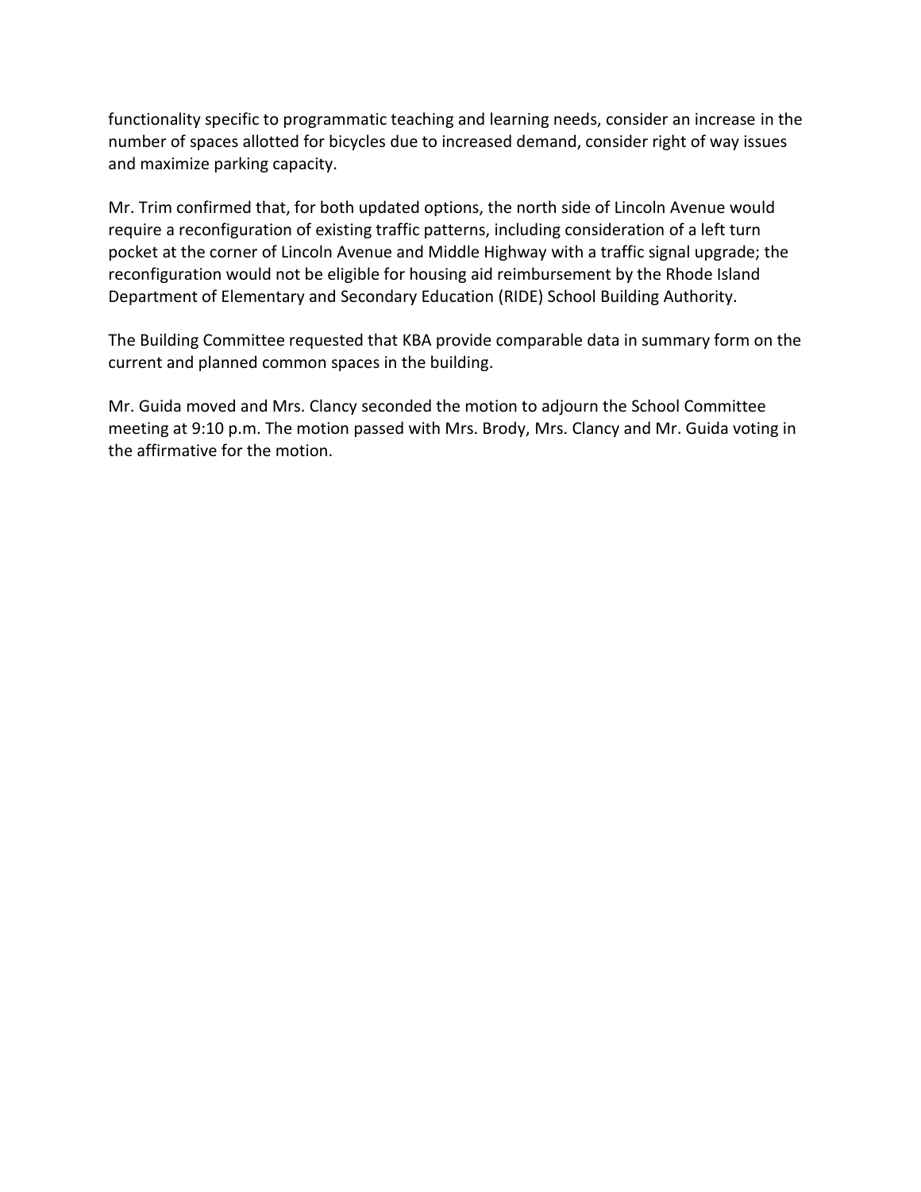functionality specific to programmatic teaching and learning needs, consider an increase in the number of spaces allotted for bicycles due to increased demand, consider right of way issues and maximize parking capacity.

Mr. Trim confirmed that, for both updated options, the north side of Lincoln Avenue would require a reconfiguration of existing traffic patterns, including consideration of a left turn pocket at the corner of Lincoln Avenue and Middle Highway with a traffic signal upgrade; the reconfiguration would not be eligible for housing aid reimbursement by the Rhode Island Department of Elementary and Secondary Education (RIDE) School Building Authority.

The Building Committee requested that KBA provide comparable data in summary form on the current and planned common spaces in the building.

Mr. Guida moved and Mrs. Clancy seconded the motion to adjourn the School Committee meeting at 9:10 p.m. The motion passed with Mrs. Brody, Mrs. Clancy and Mr. Guida voting in the affirmative for the motion.